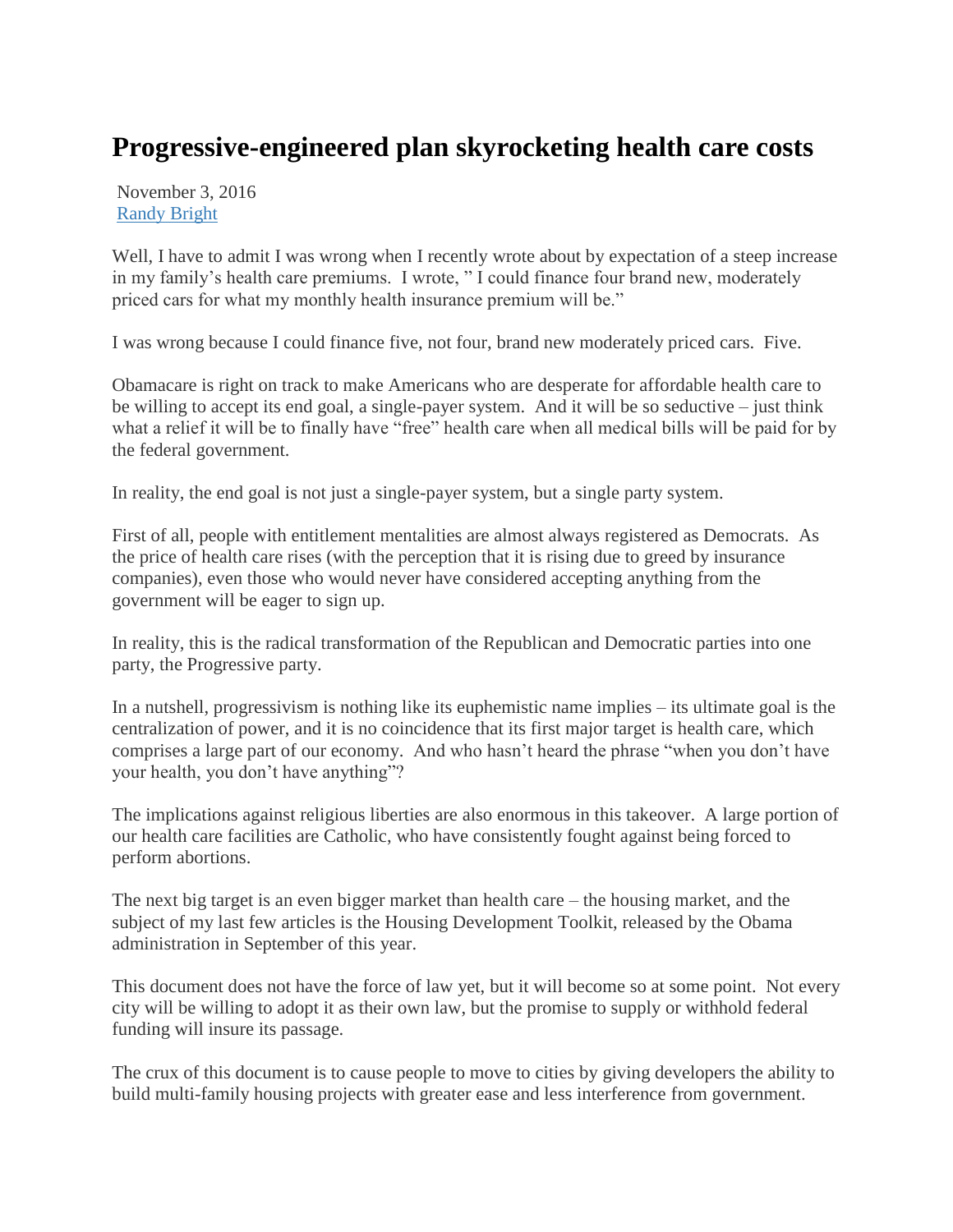# Progressive-engineered plan skyrocketing health care costs

November 3, 2016
[Randy Bright]

Well, I have to admit I was wrong when I recently wrote about by expectation of a steep increase in my family's health care premiums. I wrote, " I could finance four brand new, moderately priced cars for what my monthly health insurance premium will be."

I was wrong because I could finance five, not four, brand new moderately priced cars. Five.

Obamacare is right on track to make Americans who are desperate for affordable health care to be willing to accept its end goal, a single-payer system. And it will be so seductive – just think what a relief it will be to finally have "free" health care when all medical bills will be paid for by the federal government.

In reality, the end goal is not just a single-payer system, but a single party system.

First of all, people with entitlement mentalities are almost always registered as Democrats. As the price of health care rises (with the perception that it is rising due to greed by insurance companies), even those who would never have considered accepting anything from the government will be eager to sign up.

In reality, this is the radical transformation of the Republican and Democratic parties into one party, the Progressive party.

In a nutshell, progressivism is nothing like its euphemistic name implies – its ultimate goal is the centralization of power, and it is no coincidence that its first major target is health care, which comprises a large part of our economy. And who hasn't heard the phrase "when you don't have your health, you don't have anything"?

The implications against religious liberties are also enormous in this takeover. A large portion of our health care facilities are Catholic, who have consistently fought against being forced to perform abortions.

The next big target is an even bigger market than health care – the housing market, and the subject of my last few articles is the Housing Development Toolkit, released by the Obama administration in September of this year.

This document does not have the force of law yet, but it will become so at some point. Not every city will be willing to adopt it as their own law, but the promise to supply or withhold federal funding will insure its passage.

The crux of this document is to cause people to move to cities by giving developers the ability to build multi-family housing projects with greater ease and less interference from government.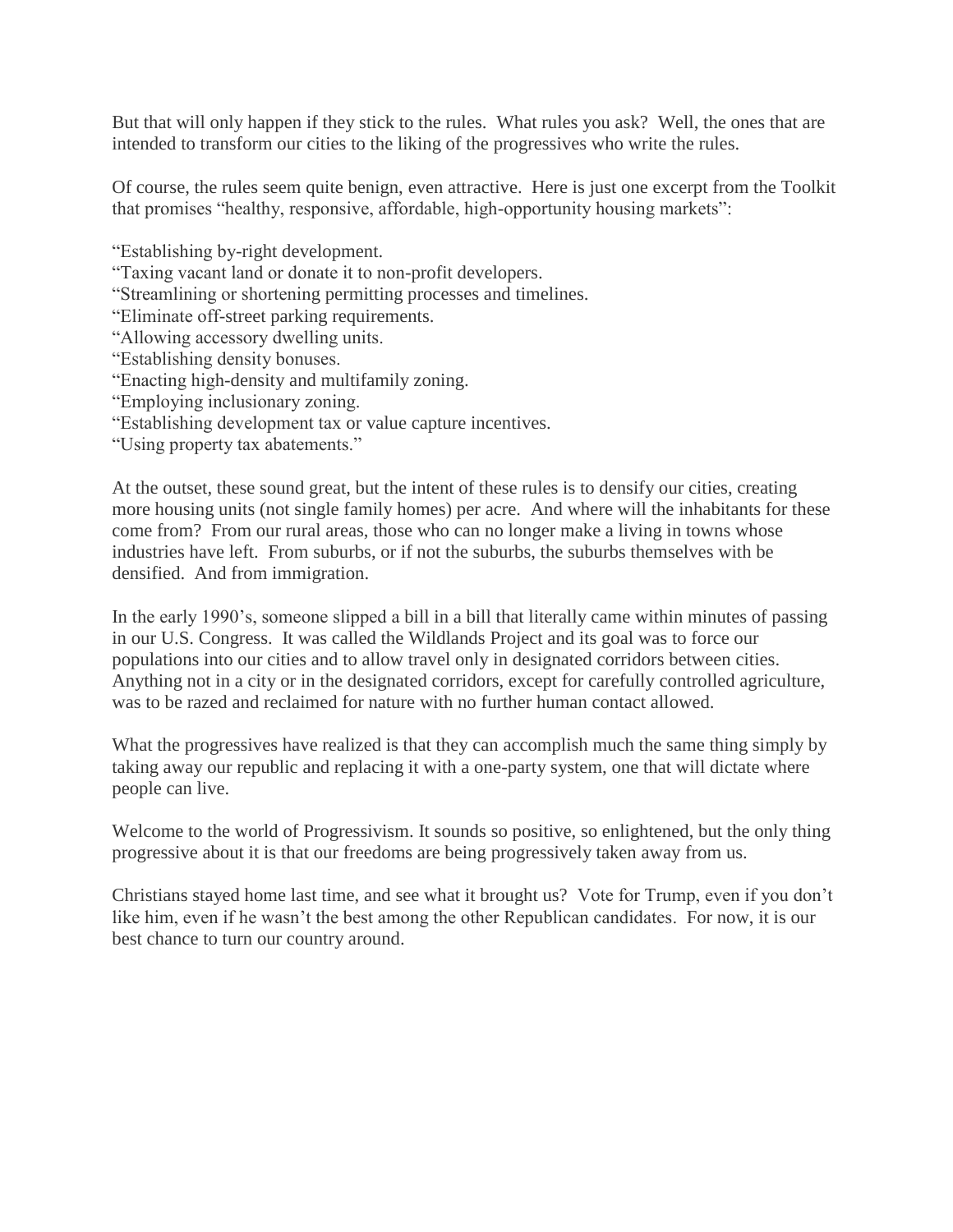But that will only happen if they stick to the rules. What rules you ask? Well, the ones that are intended to transform our cities to the liking of the progressives who write the rules.

Of course, the rules seem quite benign, even attractive. Here is just one excerpt from the Toolkit that promises "healthy, responsive, affordable, high-opportunity housing markets":

"Establishing by-right development.
"Taxing vacant land or donate it to non-profit developers.
"Streamlining or shortening permitting processes and timelines.
"Eliminate off-street parking requirements.
"Allowing accessory dwelling units.
"Establishing density bonuses.
"Enacting high-density and multifamily zoning.
"Employing inclusionary zoning.
"Establishing development tax or value capture incentives.
"Using property tax abatements."

At the outset, these sound great, but the intent of these rules is to densify our cities, creating more housing units (not single family homes) per acre. And where will the inhabitants for these come from? From our rural areas, those who can no longer make a living in towns whose industries have left. From suburbs, or if not the suburbs, the suburbs themselves with be densified. And from immigration.

In the early 1990's, someone slipped a bill in a bill that literally came within minutes of passing in our U.S. Congress. It was called the Wildlands Project and its goal was to force our populations into our cities and to allow travel only in designated corridors between cities. Anything not in a city or in the designated corridors, except for carefully controlled agriculture, was to be razed and reclaimed for nature with no further human contact allowed.

What the progressives have realized is that they can accomplish much the same thing simply by taking away our republic and replacing it with a one-party system, one that will dictate where people can live.

Welcome to the world of Progressivism. It sounds so positive, so enlightened, but the only thing progressive about it is that our freedoms are being progressively taken away from us.

Christians stayed home last time, and see what it brought us? Vote for Trump, even if you don't like him, even if he wasn't the best among the other Republican candidates. For now, it is our best chance to turn our country around.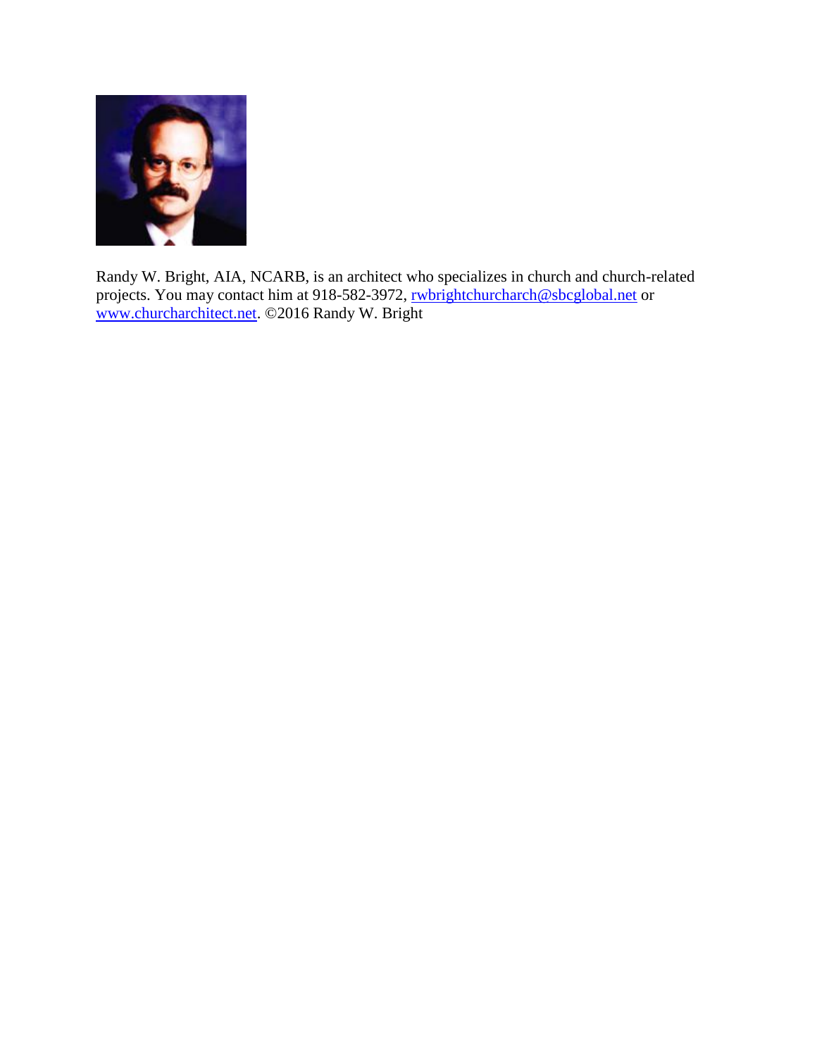Randy W. Bright, AIA, NCARB, is an architect who specializes in church and church-related projects. You may contact him at 918-582-3972, rwbrightchurcharch@sbcglobal.net or www.churcharchitect.net. ©2016 Randy W. Bright